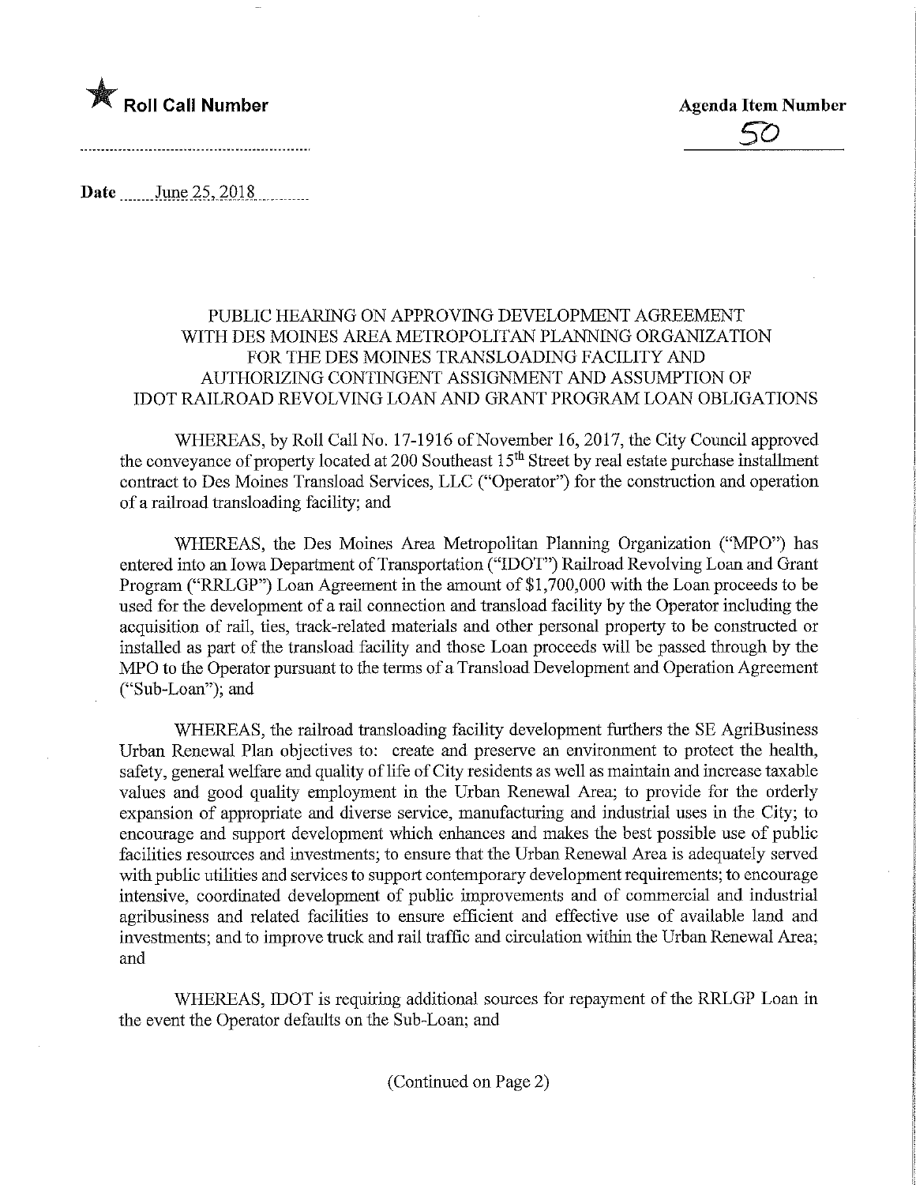★ **Roll Call Number**

**Agenda Item Number**

50

Date June 25, 2018

PUBLIC HEARING ON APPROVING DEVELOPMENT AGREEMENT WITH DES MOINES AREA METROPOLITAN PLANNING ORGANIZATION FOR THE DES MOINES TRANSLOADING FACILITY AND AUTHORIZING CONTINGENT ASSIGNMENT AND ASSUMPTION OF IDOT RAILROAD REVOLVING LOAN AND GRANT PROGRAM LOAN OBLIGATIONS

WHEREAS, by Roll Call No. 17-1916 of November 16, 2017, the City Council approved the conveyance of property located at 200 Southeast 15th Street by real estate purchase installment contract to Des Moines Transload Services, LLC ("Operator") for the construction and operation of a railroad transloading facility; and

WHEREAS, the Des Moines Area Metropolitan Planning Organization ("MPO") has entered into an Iowa Department of Transportation ("IDOT") Railroad Revolving Loan and Grant Program ("RRLGP") Loan Agreement in the amount of $1,700,000 with the Loan proceeds to be used for the development of a rail connection and transload facility by the Operator including the acquisition of rail, ties, track-related materials and other personal property to be constructed or installed as part of the transload facility and those Loan proceeds will be passed through by the MPO to the Operator pursuant to the terms of a Transload Development and Operation Agreement ("Sub-Loan"); and

WHEREAS, the railroad transloading facility development furthers the SE AgriBusiness Urban Renewal Plan objectives to: create and preserve an environment to protect the health, safety, general welfare and quality of life of City residents as well as maintain and increase taxable values and good quality employment in the Urban Renewal Area; to provide for the orderly expansion of appropriate and diverse service, manufacturing and industrial uses in the City; to encourage and support development which enhances and makes the best possible use of public facilities resources and investments; to ensure that the Urban Renewal Area is adequately served with public utilities and services to support contemporary development requirements; to encourage intensive, coordinated development of public improvements and of commercial and industrial agribusiness and related facilities to ensure efficient and effective use of available land and investments; and to improve truck and rail traffic and circulation within the Urban Renewal Area; and

WHEREAS, IDOT is requiring additional sources for repayment of the RRLGP Loan in the event the Operator defaults on the Sub-Loan; and

(Continued on Page 2)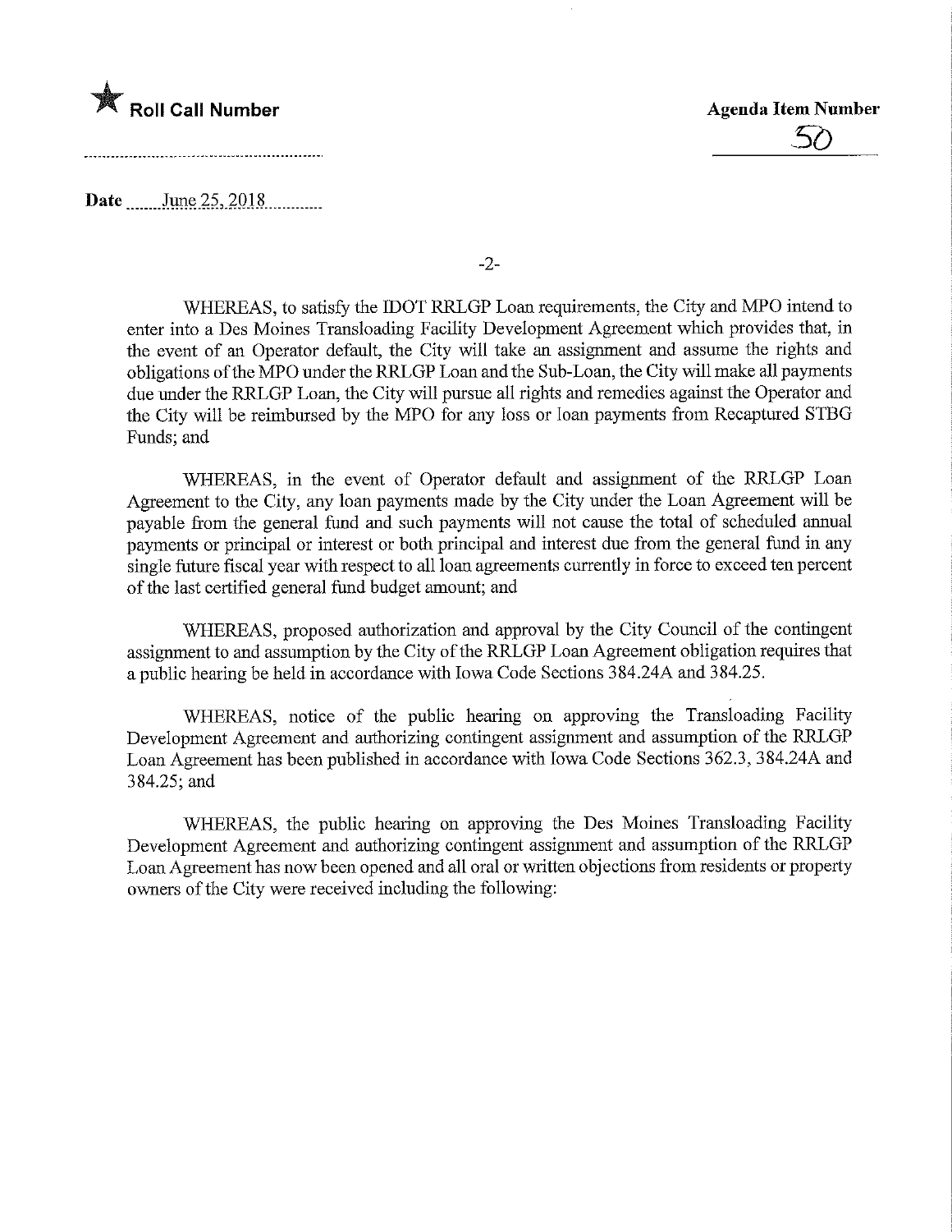★ **Roll Call Number**

**Agenda Item Number**

50

**Date** June 25, 2018

WHEREAS, to satisfy the IDOT RRLGP Loan requirements, the City and MPO intend to enter into a Des Moines Transloading Facility Development Agreement which provides that, in the event of an Operator default, the City will take an assignment and assume the rights and obligations of the MPO under the RRLGP Loan and the Sub-Loan, the City will make all payments due under the RRLGP Loan, the City will pursue all rights and remedies against the Operator and the City will be reimbursed by the MPO for any loss or loan payments from Recaptured STBG Funds; and

WHEREAS, in the event of Operator default and assignment of the RRLGP Loan Agreement to the City, any loan payments made by the City under the Loan Agreement will be payable from the general fund and such payments will not cause the total of scheduled annual payments or principal or interest or both principal and interest due from the general fund in any single future fiscal year with respect to all loan agreements currently in force to exceed ten percent of the last certified general fund budget amount; and

WHEREAS, proposed authorization and approval by the City Council of the contingent assignment to and assumption by the City of the RRLGP Loan Agreement obligation requires that a public hearing be held in accordance with Iowa Code Sections 384.24A and 384.25.

WHEREAS, notice of the public hearing on approving the Transloading Facility Development Agreement and authorizing contingent assignment and assumption of the RRLGP Loan Agreement has been published in accordance with Iowa Code Sections 362.3, 384.24A and 384.25; and

WHEREAS, the public hearing on approving the Des Moines Transloading Facility Development Agreement and authorizing contingent assignment and assumption of the RRLGP Loan Agreement has now been opened and all oral or written objections from residents or property owners of the City were received including the following: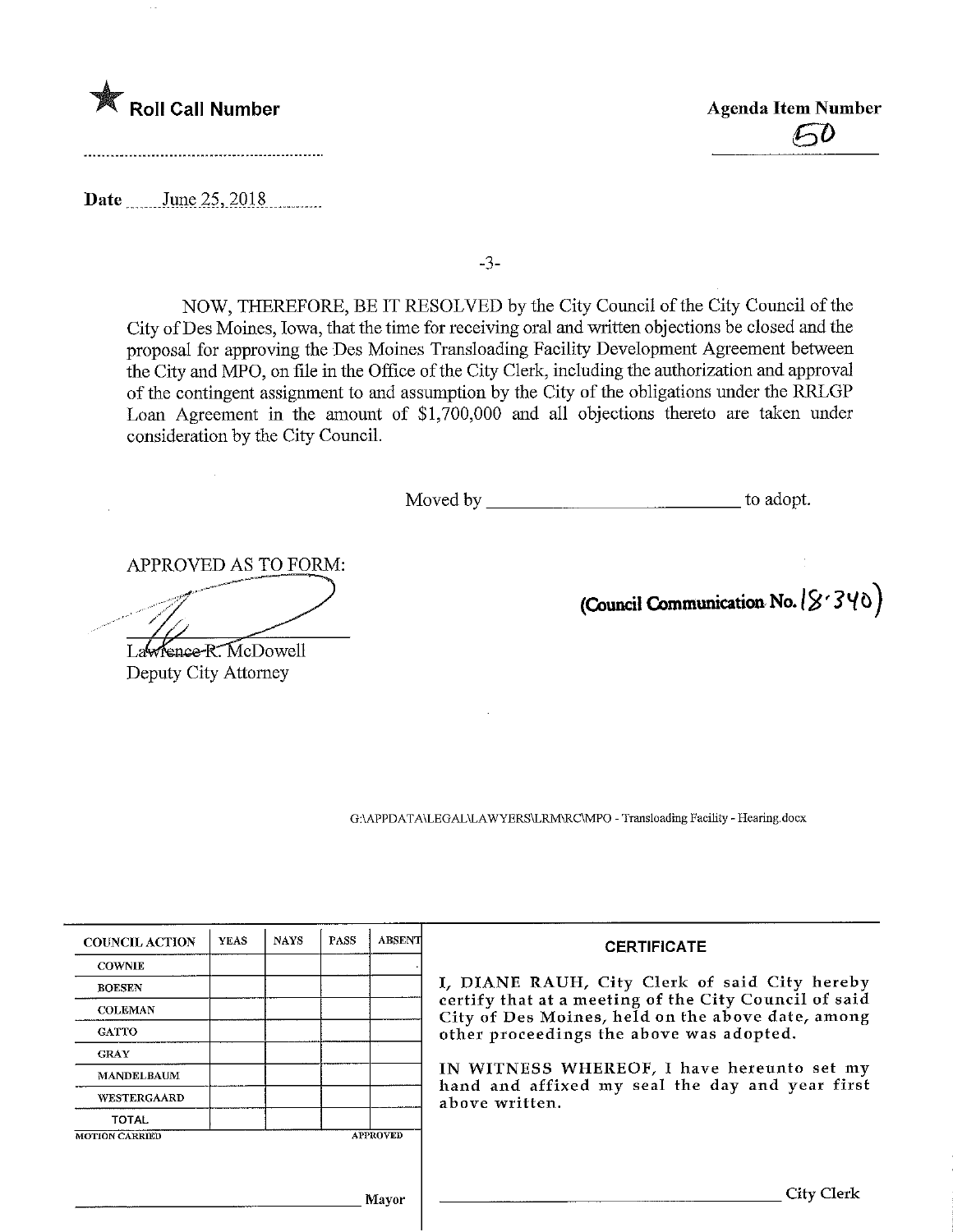★ Roll Call Number

Agenda Item Number

50

Date June 25, 2018

NOW, THEREFORE, BE IT RESOLVED by the City Council of the City Council of the City of Des Moines, Iowa, that the time for receiving oral and written objections be closed and the proposal for approving the Des Moines Transloading Facility Development Agreement between the City and MPO, on file in the Office of the City Clerk, including the authorization and approval of the contingent assignment to and assumption by the City of the obligations under the RRLGP Loan Agreement in the amount of $1,700,000 and all objections thereto are taken under consideration by the City Council.

Moved by ____________________________ to adopt.

APPROVED AS TO FORM:

Lawrence R. McDowell
Deputy City Attorney

(Council Communication No. 18-340)

G:\APPDATA\LEGAL\LAWYERS\LRM\RC\MPO - Transloading Facility - Hearing.docx

| COUNCIL ACTION | YEAS | NAYS | PASS | ABSENT |
|---|---|---|---|---|
| COWNIE | | | | |
| BOESEN | | | | |
| COLEMAN | | | | |
| GATTO | | | | |
| GRAY | | | | |
| MANDELBAUM | | | | |
| WESTERGAARD | | | | |
| TOTAL | | | | |

MOTION CARRIED APPROVED

______________________________ Mayor

**CERTIFICATE**

I, DIANE RAUH, City Clerk of said City hereby certify that at a meeting of the City Council of said City of Des Moines, held on the above date, among other proceedings the above was adopted.

IN WITNESS WHEREOF, I have hereunto set my hand and affixed my seal the day and year first above written.

______________________________ City Clerk